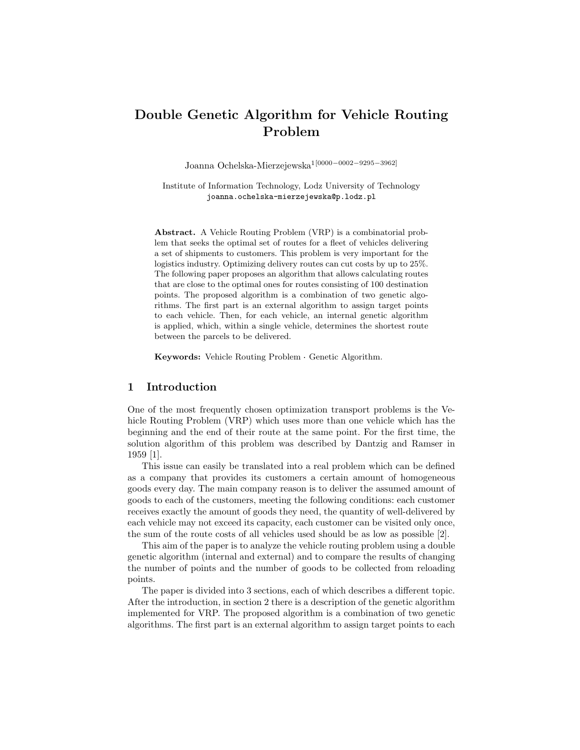# Double Genetic Algorithm for Vehicle Routing Problem

Joanna Ochelska-Mierzejewska[1[0000−0002−9295−3962]]

Institute of Information Technology, Lodz University of Technology
joanna.ochelska-mierzejewska@p.lodz.pl

**Abstract.** A Vehicle Routing Problem (VRP) is a combinatorial problem that seeks the optimal set of routes for a fleet of vehicles delivering a set of shipments to customers. This problem is very important for the logistics industry. Optimizing delivery routes can cut costs by up to 25%. The following paper proposes an algorithm that allows calculating routes that are close to the optimal ones for routes consisting of 100 destination points. The proposed algorithm is a combination of two genetic algorithms. The first part is an external algorithm to assign target points to each vehicle. Then, for each vehicle, an internal genetic algorithm is applied, which, within a single vehicle, determines the shortest route between the parcels to be delivered.

**Keywords:** Vehicle Routing Problem · Genetic Algorithm.

## 1 Introduction

One of the most frequently chosen optimization transport problems is the Vehicle Routing Problem (VRP) which uses more than one vehicle which has the beginning and the end of their route at the same point. For the first time, the solution algorithm of this problem was described by Dantzig and Ramser in 1959 [1].

This issue can easily be translated into a real problem which can be defined as a company that provides its customers a certain amount of homogeneous goods every day. The main company reason is to deliver the assumed amount of goods to each of the customers, meeting the following conditions: each customer receives exactly the amount of goods they need, the quantity of well-delivered by each vehicle may not exceed its capacity, each customer can be visited only once, the sum of the route costs of all vehicles used should be as low as possible [2].

This aim of the paper is to analyze the vehicle routing problem using a double genetic algorithm (internal and external) and to compare the results of changing the number of points and the number of goods to be collected from reloading points.

The paper is divided into 3 sections, each of which describes a different topic. After the introduction, in section 2 there is a description of the genetic algorithm implemented for VRP. The proposed algorithm is a combination of two genetic algorithms. The first part is an external algorithm to assign target points to each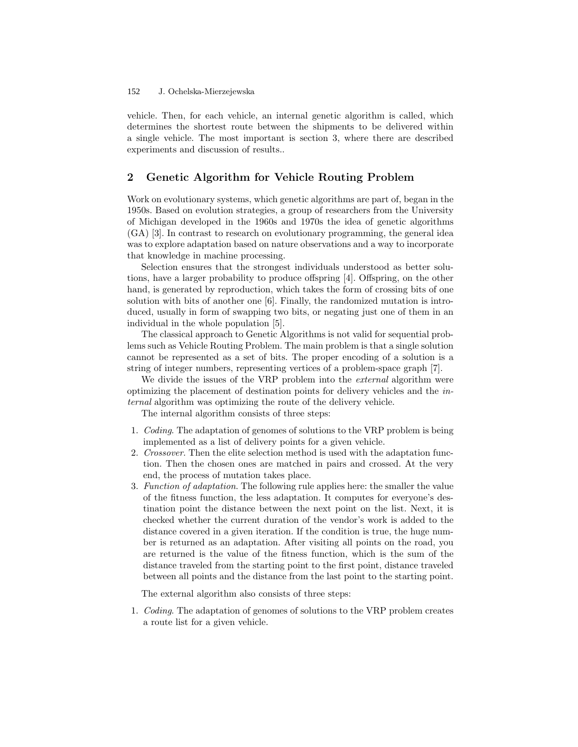vehicle. Then, for each vehicle, an internal genetic algorithm is called, which determines the shortest route between the shipments to be delivered within a single vehicle. The most important is section 3, where there are described experiments and discussion of results..

## 2 Genetic Algorithm for Vehicle Routing Problem

Work on evolutionary systems, which genetic algorithms are part of, began in the 1950s. Based on evolution strategies, a group of researchers from the University of Michigan developed in the 1960s and 1970s the idea of genetic algorithms (GA) [3]. In contrast to research on evolutionary programming, the general idea was to explore adaptation based on nature observations and a way to incorporate that knowledge in machine processing.

Selection ensures that the strongest individuals understood as better solutions, have a larger probability to produce offspring [4]. Offspring, on the other hand, is generated by reproduction, which takes the form of crossing bits of one solution with bits of another one [6]. Finally, the randomized mutation is introduced, usually in form of swapping two bits, or negating just one of them in an individual in the whole population [5].

The classical approach to Genetic Algorithms is not valid for sequential problems such as Vehicle Routing Problem. The main problem is that a single solution cannot be represented as a set of bits. The proper encoding of a solution is a string of integer numbers, representing vertices of a problem-space graph [7].

We divide the issues of the VRP problem into the *external* algorithm were optimizing the placement of destination points for delivery vehicles and the *internal* algorithm was optimizing the route of the delivery vehicle.

The internal algorithm consists of three steps:

1. *Coding*. The adaptation of genomes of solutions to the VRP problem is being implemented as a list of delivery points for a given vehicle.
2. *Crossover*. Then the elite selection method is used with the adaptation function. Then the chosen ones are matched in pairs and crossed. At the very end, the process of mutation takes place.
3. *Function of adaptation*. The following rule applies here: the smaller the value of the fitness function, the less adaptation. It computes for everyone's destination point the distance between the next point on the list. Next, it is checked whether the current duration of the vendor's work is added to the distance covered in a given iteration. If the condition is true, the huge number is returned as an adaptation. After visiting all points on the road, you are returned is the value of the fitness function, which is the sum of the distance traveled from the starting point to the first point, distance traveled between all points and the distance from the last point to the starting point.

The external algorithm also consists of three steps:

1. *Coding*. The adaptation of genomes of solutions to the VRP problem creates a route list for a given vehicle.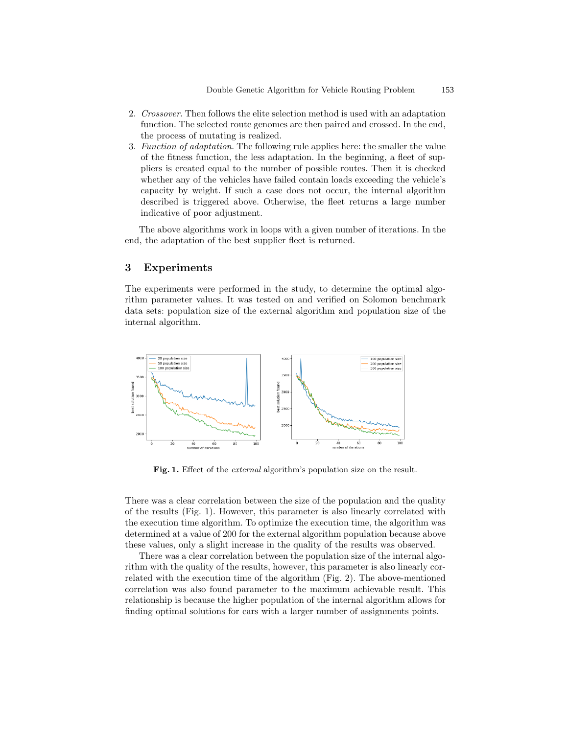2. *Crossover*. Then follows the elite selection method is used with an adaptation function. The selected route genomes are then paired and crossed. In the end, the process of mutating is realized.
3. *Function of adaptation*. The following rule applies here: the smaller the value of the fitness function, the less adaptation. In the beginning, a fleet of suppliers is created equal to the number of possible routes. Then it is checked whether any of the vehicles have failed contain loads exceeding the vehicle's capacity by weight. If such a case does not occur, the internal algorithm described is triggered above. Otherwise, the fleet returns a large number indicative of poor adjustment.

The above algorithms work in loops with a given number of iterations. In the end, the adaptation of the best supplier fleet is returned.

## 3 Experiments

The experiments were performed in the study, to determine the optimal algorithm parameter values. It was tested on and verified on Solomon benchmark data sets: population size of the external algorithm and population size of the internal algorithm.

**Fig. 1.** Effect of the *external* algorithm's population size on the result.

There was a clear correlation between the size of the population and the quality of the results (Fig. 1). However, this parameter is also linearly correlated with the execution time algorithm. To optimize the execution time, the algorithm was determined at a value of 200 for the external algorithm population because above these values, only a slight increase in the quality of the results was observed.

There was a clear correlation between the population size of the internal algorithm with the quality of the results, however, this parameter is also linearly correlated with the execution time of the algorithm (Fig. 2). The above-mentioned correlation was also found parameter to the maximum achievable result. This relationship is because the higher population of the internal algorithm allows for finding optimal solutions for cars with a larger number of assignments points.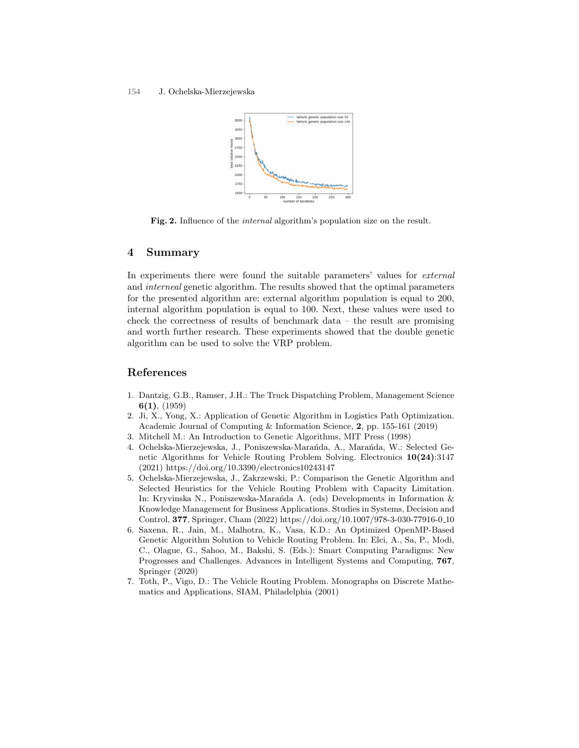Vehicle genetic population size 50
Vehicle genetic population size 100

3500
3250
3000
2750
2500
2250
2000
1750
1500

best solution found

0 50 100 150 200 250 300

number of iterations

**Fig. 2.** Influence of the *internal* algorithm's population size on the result.

## 4 Summary

In experiments there were found the suitable parameters' values for *external* and *interneal* genetic algorithm. The results showed that the optimal parameters for the presented algorithm are: external algorithm population is equal to 200, internal algorithm population is equal to 100. Next, these values were used to check the correctness of results of benchmark data – the result are promising and worth further research. These experiments showed that the double genetic algorithm can be used to solve the VRP problem.

## References

1. Dantzig, G.B., Ramser, J.H.: The Truck Dispatching Problem, Management Science **6(1)**, (1959)
2. Ji, X., Yong, X.: Application of Genetic Algorithm in Logistics Path Optimization. Academic Journal of Computing & Information Science, **2**, pp. 155-161 (2019)
3. Mitchell M.: An Introduction to Genetic Algorithms, MIT Press (1998)
4. Ochelska-Mierzejewska, J., Poniszewska-Marańda, A., Marańda, W.: Selected Genetic Algorithms for Vehicle Routing Problem Solving. Electronics **10(24)**:3147 (2021) https://doi.org/10.3390/electronics10243147
5. Ochelska-Mierzejewska, J., Zakrzewski, P.: Comparison the Genetic Algorithm and Selected Heuristics for the Vehicle Routing Problem with Capacity Limitation. In: Kryvinska N., Poniszewska-Marańda A. (eds) Developments in Information & Knowledge Management for Business Applications. Studies in Systems, Decision and Control, **377**, Springer, Cham (2022) https://doi.org/10.1007/978-3-030-77916-0_10
6. Saxena, R., Jain, M., Malhotra, K., Vasa, K.D.: An Optimized OpenMP-Based Genetic Algorithm Solution to Vehicle Routing Problem. In: Elci, A., Sa, P., Modi, C., Olague, G., Sahoo, M., Bakshi, S. (Eds.): Smart Computing Paradigms: New Progresses and Challenges. Advances in Intelligent Systems and Computing, **767**, Springer (2020)
7. Toth, P., Vigo, D.: The Vehicle Routing Problem. Monographs on Discrete Mathematics and Applications, SIAM, Philadelphia (2001)